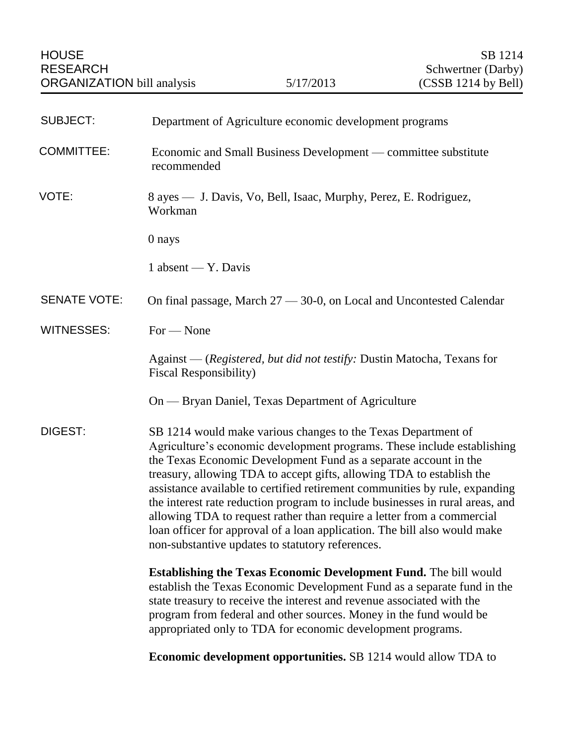HOUSE RESEARCH ORGANIZATION bill analysis — 5/17/2013

SB 1214
Schwertner (Darby)
(CSSB 1214 by Bell)

SUBJECT: Department of Agriculture economic development programs

COMMITTEE: Economic and Small Business Development — committee substitute recommended

VOTE: 8 ayes — J. Davis, Vo, Bell, Isaac, Murphy, Perez, E. Rodriguez, Workman

0 nays

1 absent — Y. Davis

SENATE VOTE: On final passage, March 27 — 30-0, on Local and Uncontested Calendar

WITNESSES: For — None

Against — (*Registered, but did not testify:* Dustin Matocha, Texans for Fiscal Responsibility)

On — Bryan Daniel, Texas Department of Agriculture

DIGEST: SB 1214 would make various changes to the Texas Department of Agriculture's economic development programs. These include establishing the Texas Economic Development Fund as a separate account in the treasury, allowing TDA to accept gifts, allowing TDA to establish the assistance available to certified retirement communities by rule, expanding the interest rate reduction program to include businesses in rural areas, and allowing TDA to request rather than require a letter from a commercial loan officer for approval of a loan application. The bill also would make non-substantive updates to statutory references.

**Establishing the Texas Economic Development Fund.** The bill would establish the Texas Economic Development Fund as a separate fund in the state treasury to receive the interest and revenue associated with the program from federal and other sources. Money in the fund would be appropriated only to TDA for economic development programs.

**Economic development opportunities.** SB 1214 would allow TDA to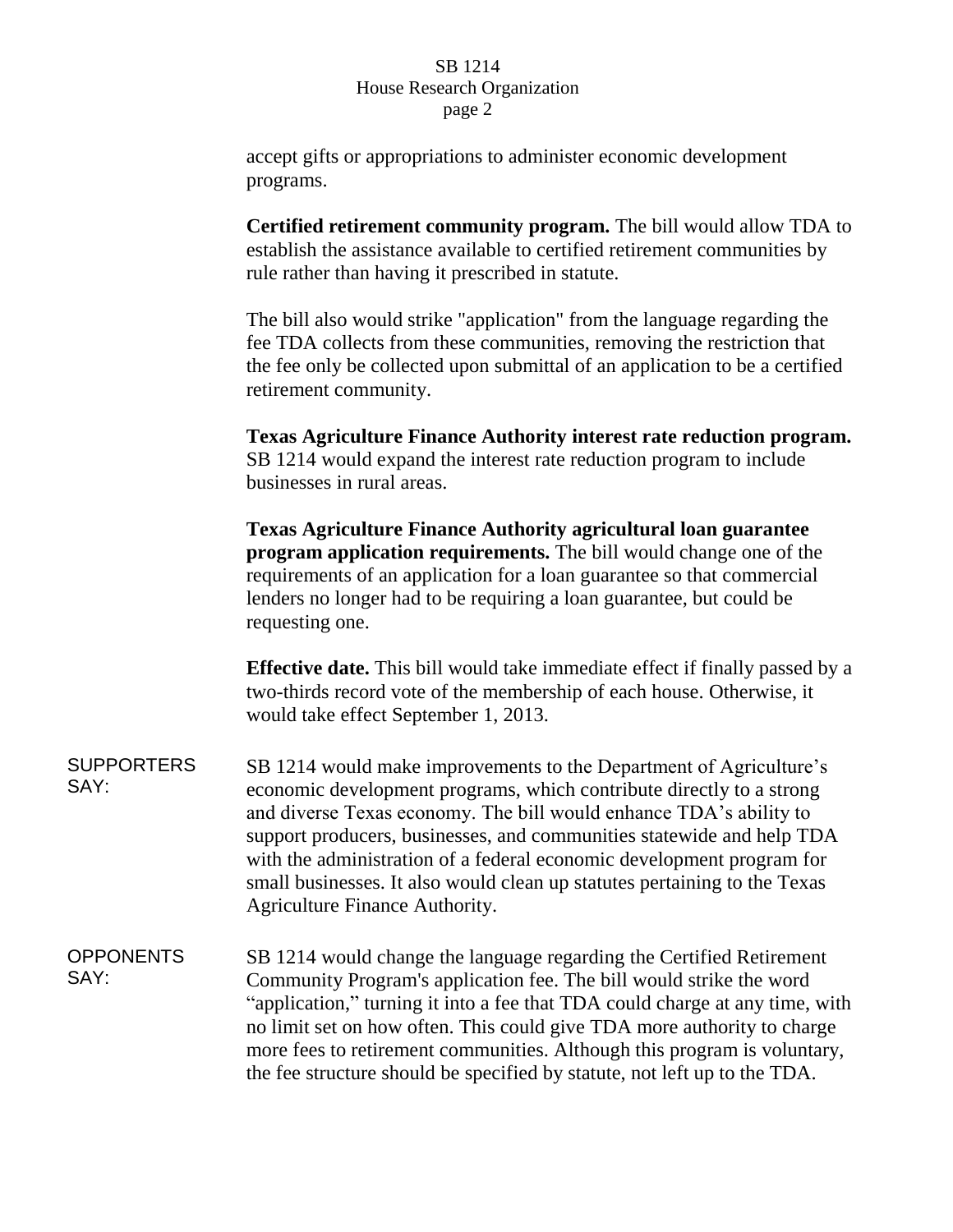accept gifts or appropriations to administer economic development programs.

**Certified retirement community program.** The bill would allow TDA to establish the assistance available to certified retirement communities by rule rather than having it prescribed in statute.

The bill also would strike "application" from the language regarding the fee TDA collects from these communities, removing the restriction that the fee only be collected upon submittal of an application to be a certified retirement community.

**Texas Agriculture Finance Authority interest rate reduction program.** SB 1214 would expand the interest rate reduction program to include businesses in rural areas.

**Texas Agriculture Finance Authority agricultural loan guarantee program application requirements.** The bill would change one of the requirements of an application for a loan guarantee so that commercial lenders no longer had to be requiring a loan guarantee, but could be requesting one.

**Effective date.** This bill would take immediate effect if finally passed by a two-thirds record vote of the membership of each house. Otherwise, it would take effect September 1, 2013.

SUPPORTERS SAY:

SB 1214 would make improvements to the Department of Agriculture's economic development programs, which contribute directly to a strong and diverse Texas economy. The bill would enhance TDA's ability to support producers, businesses, and communities statewide and help TDA with the administration of a federal economic development program for small businesses. It also would clean up statutes pertaining to the Texas Agriculture Finance Authority.

OPPONENTS SAY:

SB 1214 would change the language regarding the Certified Retirement Community Program's application fee. The bill would strike the word "application," turning it into a fee that TDA could charge at any time, with no limit set on how often. This could give TDA more authority to charge more fees to retirement communities. Although this program is voluntary, the fee structure should be specified by statute, not left up to the TDA.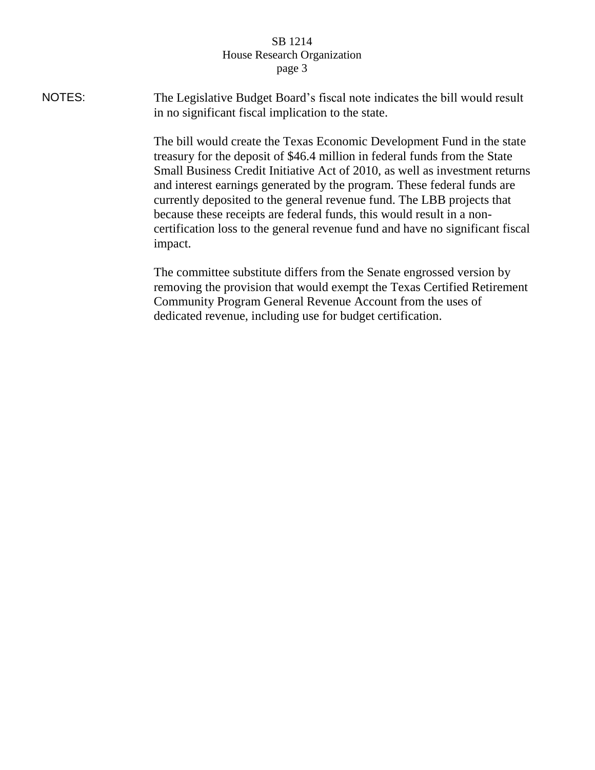NOTES: The Legislative Budget Board's fiscal note indicates the bill would result in no significant fiscal implication to the state.

The bill would create the Texas Economic Development Fund in the state treasury for the deposit of $46.4 million in federal funds from the State Small Business Credit Initiative Act of 2010, as well as investment returns and interest earnings generated by the program. These federal funds are currently deposited to the general revenue fund. The LBB projects that because these receipts are federal funds, this would result in a non-certification loss to the general revenue fund and have no significant fiscal impact.

The committee substitute differs from the Senate engrossed version by removing the provision that would exempt the Texas Certified Retirement Community Program General Revenue Account from the uses of dedicated revenue, including use for budget certification.